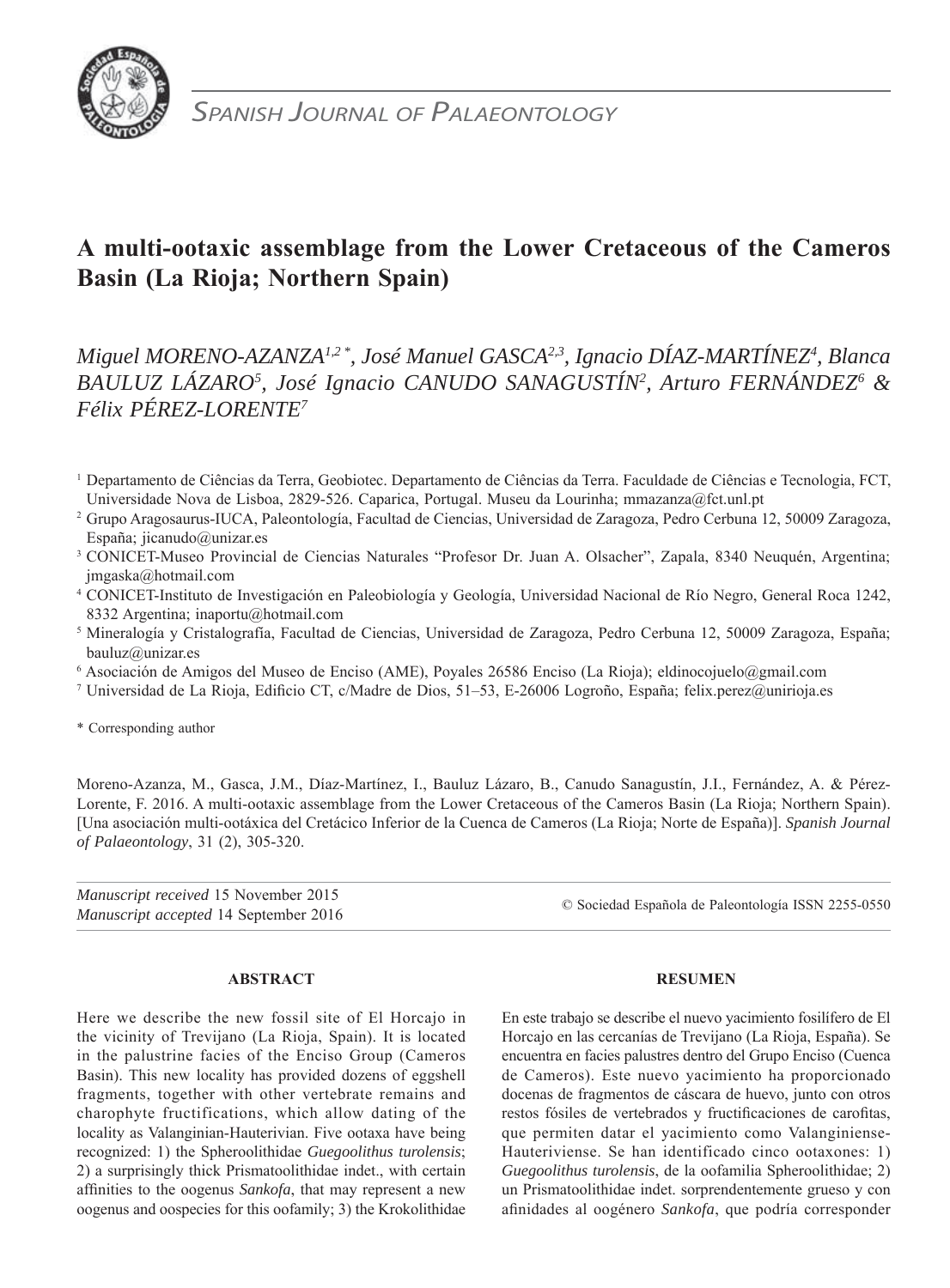# A multi-ootaxic assemblage from the Lower Cretaceous of the Cameros Basin (La Rioja; Northern Spain)

*Miguel MORENO-AZANZA[1,2]*, José Manuel GASCA[2,3], Ignacio DÍAZ-MARTÍNEZ[4], Blanca BAULUZ LÁZARO[5], José Ignacio CANUDO SANAGUSTÍN[2], Arturo FERNÁNDEZ[6] & Félix PÉREZ-LORENTE[7]*

[1] Departamento de Ciências da Terra, Geobiotec. Departamento de Ciências da Terra. Faculdade de Ciências e Tecnologia, FCT, Universidade Nova de Lisboa, 2829-526. Caparica, Portugal. Museu da Lourinha; mmazanza@fct.unl.pt

[2] Grupo Aragosaurus-IUCA, Paleontología, Facultad de Ciencias, Universidad de Zaragoza, Pedro Cerbuna 12, 50009 Zaragoza, España; jicanudo@unizar.es

[3] CONICET-Museo Provincial de Ciencias Naturales "Profesor Dr. Juan A. Olsacher", Zapala, 8340 Neuquén, Argentina; jmgaska@hotmail.com

[4] CONICET-Instituto de Investigación en Paleobiología y Geología, Universidad Nacional de Río Negro, General Roca 1242, 8332 Argentina; inaportu@hotmail.com

[5] Mineralogía y Cristalografía, Facultad de Ciencias, Universidad de Zaragoza, Pedro Cerbuna 12, 50009 Zaragoza, España; bauluz@unizar.es

[6] Asociación de Amigos del Museo de Enciso (AME), Poyales 26586 Enciso (La Rioja); eldinocojuelo@gmail.com

[7] Universidad de La Rioja, Edificio CT, c/Madre de Dios, 51–53, E-26006 Logroño, España; felix.perez@unirioja.es

\* Corresponding author

Moreno-Azanza, M., Gasca, J.M., Díaz-Martínez, I., Bauluz Lázaro, B., Canudo Sanagustín, J.I., Fernández, A. & Pérez-Lorente, F. 2016. A multi-ootaxic assemblage from the Lower Cretaceous of the Cameros Basin (La Rioja; Northern Spain). [Una asociación multi-ootáxica del Cretácico Inferior de la Cuenca de Cameros (La Rioja; Norte de España)]. *Spanish Journal of Palaeontology*, 31 (2), 305-320.

*Manuscript received* 15 November 2015
*Manuscript accepted* 14 September 2016

© Sociedad Española de Paleontología ISSN 2255-0550

## ABSTRACT

Here we describe the new fossil site of El Horcajo in the vicinity of Trevijano (La Rioja, Spain). It is located in the palustrine facies of the Enciso Group (Cameros Basin). This new locality has provided dozens of eggshell fragments, together with other vertebrate remains and charophyte fructifications, which allow dating of the locality as Valanginian-Hauterivian. Five ootaxa have being recognized: 1) the Spheroolithidae *Guegoolithus turolensis*; 2) a surprisingly thick Prismatoolithidae indet., with certain affinities to the oogenus *Sankofa*, that may represent a new oogenus and oospecies for this oofamily; 3) the Krokolithidae

## RESUMEN

En este trabajo se describe el nuevo yacimiento fosilífero de El Horcajo en las cercanías de Trevijano (La Rioja, España). Se encuentra en facies palustres dentro del Grupo Enciso (Cuenca de Cameros). Este nuevo yacimiento ha proporcionado docenas de fragmentos de cáscara de huevo, junto con otros restos fósiles de vertebrados y fructificaciones de carofitas, que permiten datar el yacimiento como Valanginiense-Hauteriviense. Se han identificado cinco ootaxones: 1) *Guegoolithus turolensis*, de la oofamilia Spheroolithidae; 2) un Prismatoolithidae indet. sorprendentemente grueso y con afinidades al oogénero *Sankofa*, que podría corresponder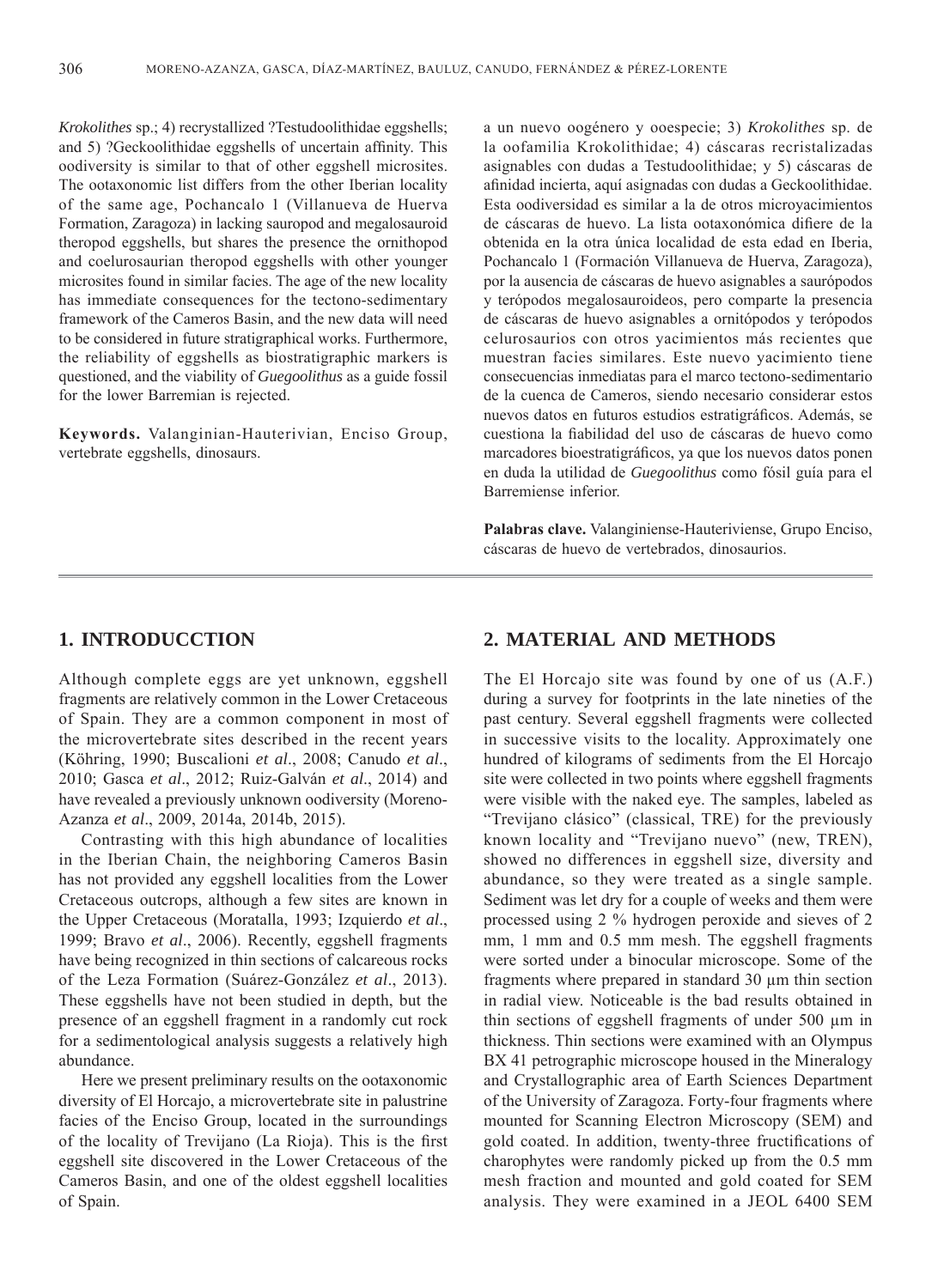*Krokolithes* sp.; 4) recrystallized ?Testudoolithidae eggshells; and 5) ?Geckoolithidae eggshells of uncertain affinity. This oodiversity is similar to that of other eggshell microsites. The ootaxonomic list differs from the other Iberian locality of the same age, Pochancalo 1 (Villanueva de Huerva Formation, Zaragoza) in lacking sauropod and megalosauroid theropod eggshells, but shares the presence the ornithopod and coelurosaurian theropod eggshells with other younger microsites found in similar facies. The age of the new locality has immediate consequences for the tectono-sedimentary framework of the Cameros Basin, and the new data will need to be considered in future stratigraphical works. Furthermore, the reliability of eggshells as biostratigraphic markers is questioned, and the viability of *Guegoolithus* as a guide fossil for the lower Barremian is rejected.

**Keywords.** Valanginian-Hauterivian, Enciso Group, vertebrate eggshells, dinosaurs.

a un nuevo oogénero y ooespecie; 3) *Krokolithes* sp. de la oofamilia Krokolithidae; 4) cáscaras recristalizadas asignables con dudas a Testudoolithidae; y 5) cáscaras de afinidad incierta, aquí asignadas con dudas a Geckoolithidae. Esta oodiversidad es similar a la de otros microyacimientos de cáscaras de huevo. La lista ootaxonómica difiere de la obtenida en la otra única localidad de esta edad en Iberia, Pochancalo 1 (Formación Villanueva de Huerva, Zaragoza), por la ausencia de cáscaras de huevo asignables a saurópodos y terópodos megalosauroideos, pero comparte la presencia de cáscaras de huevo asignables a ornitópodos y terópodos celurosaurios con otros yacimientos más recientes que muestran facies similares. Este nuevo yacimiento tiene consecuencias inmediatas para el marco tectono-sedimentario de la cuenca de Cameros, siendo necesario considerar estos nuevos datos en futuros estudios estratigráficos. Además, se cuestiona la fiabilidad del uso de cáscaras de huevo como marcadores bioestratigráficos, ya que los nuevos datos ponen en duda la utilidad de *Guegoolithus* como fósil guía para el Barremiense inferior.

**Palabras clave.** Valanginiense-Hauteriviense, Grupo Enciso, cáscaras de huevo de vertebrados, dinosaurios.

## 1. INTRODUCCTION

Although complete eggs are yet unknown, eggshell fragments are relatively common in the Lower Cretaceous of Spain. They are a common component in most of the microvertebrate sites described in the recent years (Köhring, 1990; Buscalioni *et al*., 2008; Canudo *et al*., 2010; Gasca *et al*., 2012; Ruiz-Galván *et al*., 2014) and have revealed a previously unknown oodiversity (Moreno-Azanza *et al*., 2009, 2014a, 2014b, 2015).

Contrasting with this high abundance of localities in the Iberian Chain, the neighboring Cameros Basin has not provided any eggshell localities from the Lower Cretaceous outcrops, although a few sites are known in the Upper Cretaceous (Moratalla, 1993; Izquierdo *et al*., 1999; Bravo *et al*., 2006). Recently, eggshell fragments have being recognized in thin sections of calcareous rocks of the Leza Formation (Suárez-González *et al*., 2013). These eggshells have not been studied in depth, but the presence of an eggshell fragment in a randomly cut rock for a sedimentological analysis suggests a relatively high abundance.

Here we present preliminary results on the ootaxonomic diversity of El Horcajo, a microvertebrate site in palustrine facies of the Enciso Group, located in the surroundings of the locality of Trevijano (La Rioja). This is the first eggshell site discovered in the Lower Cretaceous of the Cameros Basin, and one of the oldest eggshell localities of Spain.

## 2. MATERIAL AND METHODS

The El Horcajo site was found by one of us (A.F.) during a survey for footprints in the late nineties of the past century. Several eggshell fragments were collected in successive visits to the locality. Approximately one hundred of kilograms of sediments from the El Horcajo site were collected in two points where eggshell fragments were visible with the naked eye. The samples, labeled as "Trevijano clásico" (classical, TRE) for the previously known locality and "Trevijano nuevo" (new, TREN), showed no differences in eggshell size, diversity and abundance, so they were treated as a single sample. Sediment was let dry for a couple of weeks and them were processed using 2 % hydrogen peroxide and sieves of 2 mm, 1 mm and 0.5 mm mesh. The eggshell fragments were sorted under a binocular microscope. Some of the fragments where prepared in standard 30 µm thin section in radial view. Noticeable is the bad results obtained in thin sections of eggshell fragments of under 500 µm in thickness. Thin sections were examined with an Olympus BX 41 petrographic microscope housed in the Mineralogy and Crystallographic area of Earth Sciences Department of the University of Zaragoza. Forty-four fragments where mounted for Scanning Electron Microscopy (SEM) and gold coated. In addition, twenty-three fructifications of charophytes were randomly picked up from the 0.5 mm mesh fraction and mounted and gold coated for SEM analysis. They were examined in a JEOL 6400 SEM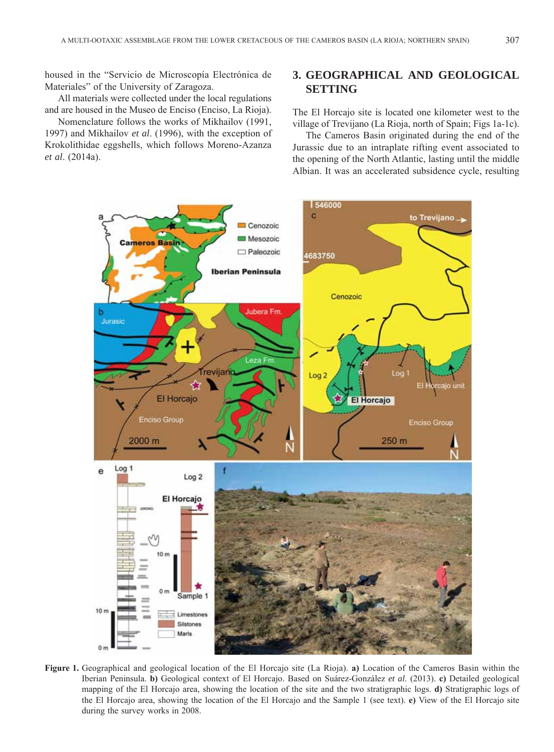housed in the "Servicio de Microscopía Electrónica de Materiales" of the University of Zaragoza.

All materials were collected under the local regulations and are housed in the Museo de Enciso (Enciso, La Rioja).

Nomenclature follows the works of Mikhailov (1991, 1997) and Mikhailov *et al*. (1996), with the exception of Krokolithidae eggshells, which follows Moreno-Azanza *et al*. (2014a).

## 3. GEOGRAPHICAL AND GEOLOGICAL SETTING

The El Horcajo site is located one kilometer west to the village of Trevijano (La Rioja, north of Spain; Figs 1a-1c).

The Cameros Basin originated during the end of the Jurassic due to an intraplate rifting event associated to the opening of the North Atlantic, lasting until the middle Albian. It was an accelerated subsidence cycle, resulting

**Figure 1.** Geographical and geological location of the El Horcajo site (La Rioja). **a)** Location of the Cameros Basin within the Iberian Peninsula. **b)** Geological context of El Horcajo. Based on Suárez-González *et al*. (2013). **c)** Detailed geological mapping of the El Horcajo area, showing the location of the site and the two stratigraphic logs. **d)** Stratigraphic logs of the El Horcajo area, showing the location of the El Horcajo and the Sample 1 (see text). **e)** View of the El Horcajo site during the survey works in 2008.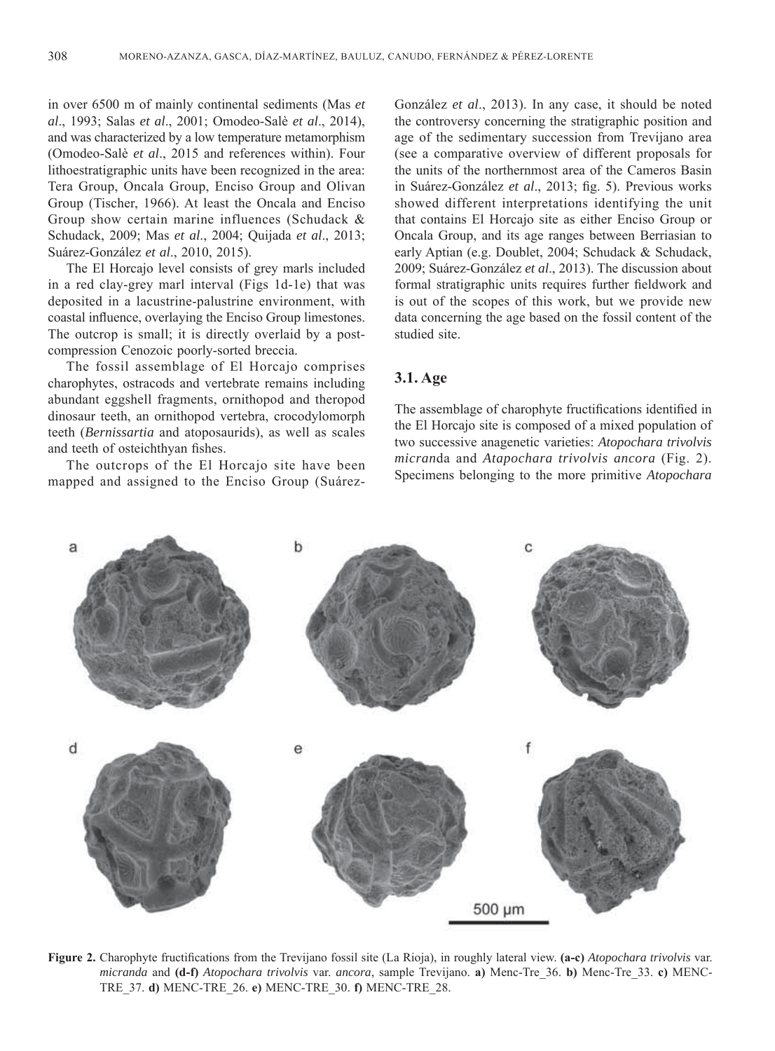in over 6500 m of mainly continental sediments (Mas *et al*., 1993; Salas *et al*., 2001; Omodeo-Salè *et al*., 2014), and was characterized by a low temperature metamorphism (Omodeo-Salè *et al*., 2015 and references within). Four lithoestratigraphic units have been recognized in the area: Tera Group, Oncala Group, Enciso Group and Olivan Group (Tischer, 1966). At least the Oncala and Enciso Group show certain marine influences (Schudack & Schudack, 2009; Mas *et al*., 2004; Quijada *et al*., 2013; Suárez-González *et al*., 2010, 2015).

The El Horcajo level consists of grey marls included in a red clay-grey marl interval (Figs 1d-1e) that was deposited in a lacustrine-palustrine environment, with coastal influence, overlaying the Enciso Group limestones. The outcrop is small; it is directly overlaid by a post-compression Cenozoic poorly-sorted breccia.

The fossil assemblage of El Horcajo comprises charophytes, ostracods and vertebrate remains including abundant eggshell fragments, ornithopod and theropod dinosaur teeth, an ornithopod vertebra, crocodylomorph teeth (*Bernissartia* and atoposaurids), as well as scales and teeth of osteichthyan fishes.

The outcrops of the El Horcajo site have been mapped and assigned to the Enciso Group (Suárez-González *et al*., 2013). In any case, it should be noted the controversy concerning the stratigraphic position and age of the sedimentary succession from Trevijano area (see a comparative overview of different proposals for the units of the northernmost area of the Cameros Basin in Suárez-González *et al*., 2013; fig. 5). Previous works showed different interpretations identifying the unit that contains El Horcajo site as either Enciso Group or Oncala Group, and its age ranges between Berriasian to early Aptian (e.g. Doublet, 2004; Schudack & Schudack, 2009; Suárez-González *et al*., 2013). The discussion about formal stratigraphic units requires further fieldwork and is out of the scopes of this work, but we provide new data concerning the age based on the fossil content of the studied site.

## 3.1. Age

The assemblage of charophyte fructifications identified in the El Horcajo site is composed of a mixed population of two successive anagenetic varieties: *Atopochara trivolvis micran*da and *Atapochara trivolvis ancora* (Fig. 2). Specimens belonging to the more primitive *Atopochara*

**Figure 2.** Charophyte fructifications from the Trevijano fossil site (La Rioja), in roughly lateral view. **(a-c)** *Atopochara trivolvis* var. *micranda* and **(d-f)** *Atopochara trivolvis* var. *ancora*, sample Trevijano. **a)** Menc-Tre_36. **b)** Menc-Tre_33. **c)** MENC-TRE_37. **d)** MENC-TRE_26. **e)** MENC-TRE_30. **f)** MENC-TRE_28.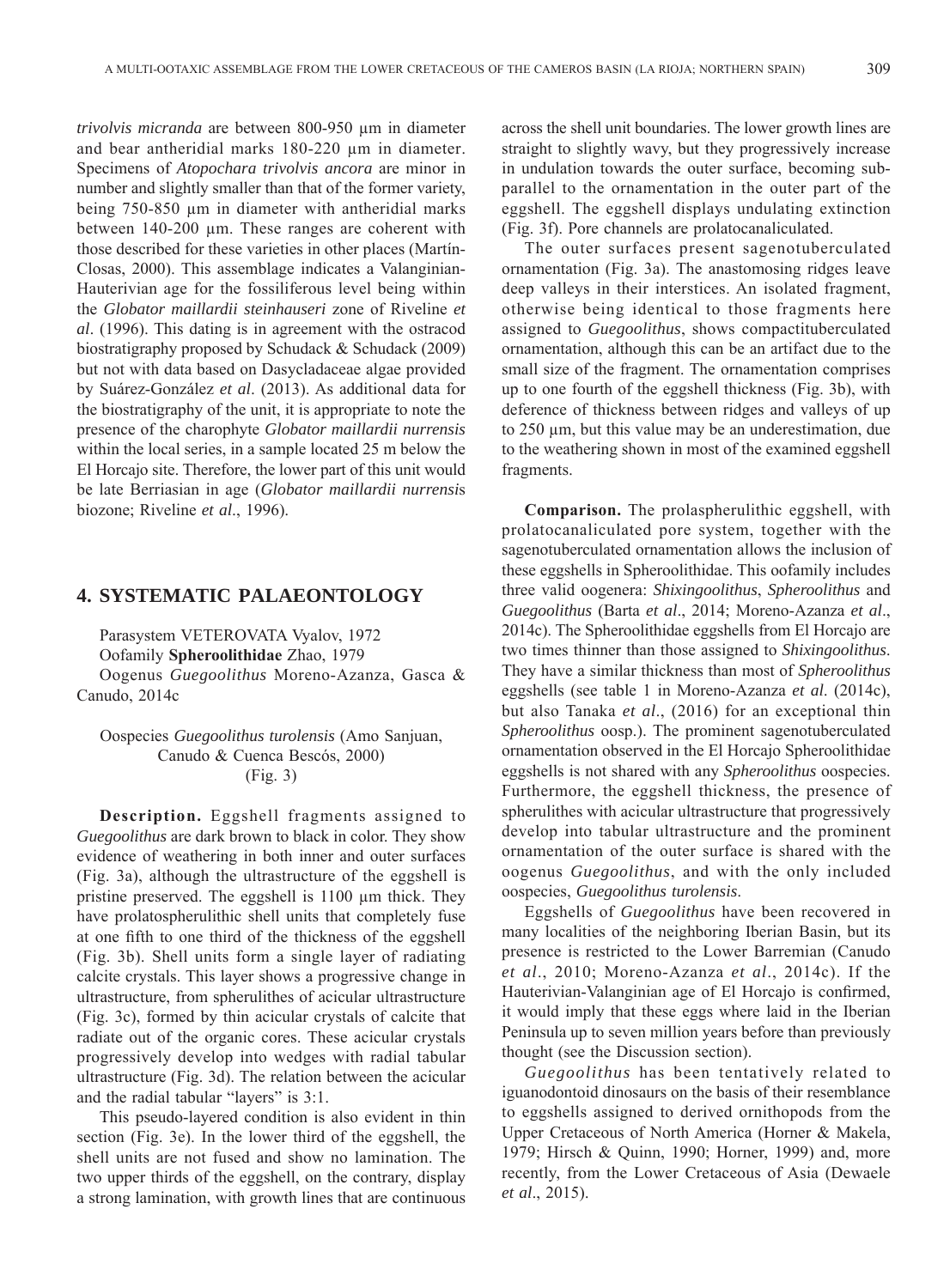*trivolvis micranda* are between 800-950 µm in diameter and bear antheridial marks 180-220 µm in diameter. Specimens of *Atopochara trivolvis ancora* are minor in number and slightly smaller than that of the former variety, being 750-850 µm in diameter with antheridial marks between 140-200 µm. These ranges are coherent with those described for these varieties in other places (Martín-Closas, 2000). This assemblage indicates a Valanginian-Hauterivian age for the fossiliferous level being within the *Globator maillardii steinhauseri* zone of Riveline *et al*. (1996). This dating is in agreement with the ostracod biostratigraphy proposed by Schudack & Schudack (2009) but not with data based on Dasycladaceae algae provided by Suárez-González *et al*. (2013). As additional data for the biostratigraphy of the unit, it is appropriate to note the presence of the charophyte *Globator maillardii nurrensis* within the local series, in a sample located 25 m below the El Horcajo site. Therefore, the lower part of this unit would be late Berriasian in age (*Globator maillardii nurrensis* biozone; Riveline *et al*., 1996).

## 4. SYSTEMATIC PALAEONTOLOGY

Parasystem VETEROVATA Vyalov, 1972
Oofamily **Spheroolithidae** Zhao, 1979
Oogenus *Guegoolithus* Moreno-Azanza, Gasca & Canudo, 2014c

Oospecies *Guegoolithus turolensis* (Amo Sanjuan, Canudo & Cuenca Bescós, 2000)
(Fig. 3)

**Description.** Eggshell fragments assigned to *Guegoolithus* are dark brown to black in color. They show evidence of weathering in both inner and outer surfaces (Fig. 3a), although the ultrastructure of the eggshell is pristine preserved. The eggshell is 1100 µm thick. They have prolatospherulithic shell units that completely fuse at one fifth to one third of the thickness of the eggshell (Fig. 3b). Shell units form a single layer of radiating calcite crystals. This layer shows a progressive change in ultrastructure, from spherulithes of acicular ultrastructure (Fig. 3c), formed by thin acicular crystals of calcite that radiate out of the organic cores. These acicular crystals progressively develop into wedges with radial tabular ultrastructure (Fig. 3d). The relation between the acicular and the radial tabular "layers" is 3:1.

This pseudo-layered condition is also evident in thin section (Fig. 3e). In the lower third of the eggshell, the shell units are not fused and show no lamination. The two upper thirds of the eggshell, on the contrary, display a strong lamination, with growth lines that are continuous across the shell unit boundaries. The lower growth lines are straight to slightly wavy, but they progressively increase in undulation towards the outer surface, becoming subparallel to the ornamentation in the outer part of the eggshell. The eggshell displays undulating extinction (Fig. 3f). Pore channels are prolatocanaliculated.

The outer surfaces present sagenotuberculated ornamentation (Fig. 3a). The anastomosing ridges leave deep valleys in their interstices. An isolated fragment, otherwise being identical to those fragments here assigned to *Guegoolithus*, shows compactituberculated ornamentation, although this can be an artifact due to the small size of the fragment. The ornamentation comprises up to one fourth of the eggshell thickness (Fig. 3b), with deference of thickness between ridges and valleys of up to 250 µm, but this value may be an underestimation, due to the weathering shown in most of the examined eggshell fragments.

**Comparison.** The prolaspherulithic eggshell, with prolatocanaliculated pore system, together with the sagenotuberculated ornamentation allows the inclusion of these eggshells in Spheroolithidae. This oofamily includes three valid oogenera: *Shixingoolithus*, *Spheroolithus* and *Guegoolithus* (Barta *et al*., 2014; Moreno-Azanza *et al*., 2014c). The Spheroolithidae eggshells from El Horcajo are two times thinner than those assigned to *Shixingoolithus*. They have a similar thickness than most of *Spheroolithus* eggshells (see table 1 in Moreno-Azanza *et al*. (2014c), but also Tanaka *et al*., (2016) for an exceptional thin *Spheroolithus* oosp.). The prominent sagenotuberculated ornamentation observed in the El Horcajo Spheroolithidae eggshells is not shared with any *Spheroolithus* oospecies. Furthermore, the eggshell thickness, the presence of spherulithes with acicular ultrastructure that progressively develop into tabular ultrastructure and the prominent ornamentation of the outer surface is shared with the oogenus *Guegoolithus*, and with the only included oospecies, *Guegoolithus turolensis*.

Eggshells of *Guegoolithus* have been recovered in many localities of the neighboring Iberian Basin, but its presence is restricted to the Lower Barremian (Canudo *et al*., 2010; Moreno-Azanza *et al*., 2014c). If the Hauterivian-Valanginian age of El Horcajo is confirmed, it would imply that these eggs where laid in the Iberian Peninsula up to seven million years before than previously thought (see the Discussion section).

*Guegoolithus* has been tentatively related to iguanodontoid dinosaurs on the basis of their resemblance to eggshells assigned to derived ornithopods from the Upper Cretaceous of North America (Horner & Makela, 1979; Hirsch & Quinn, 1990; Horner, 1999) and, more recently, from the Lower Cretaceous of Asia (Dewaele *et al*., 2015).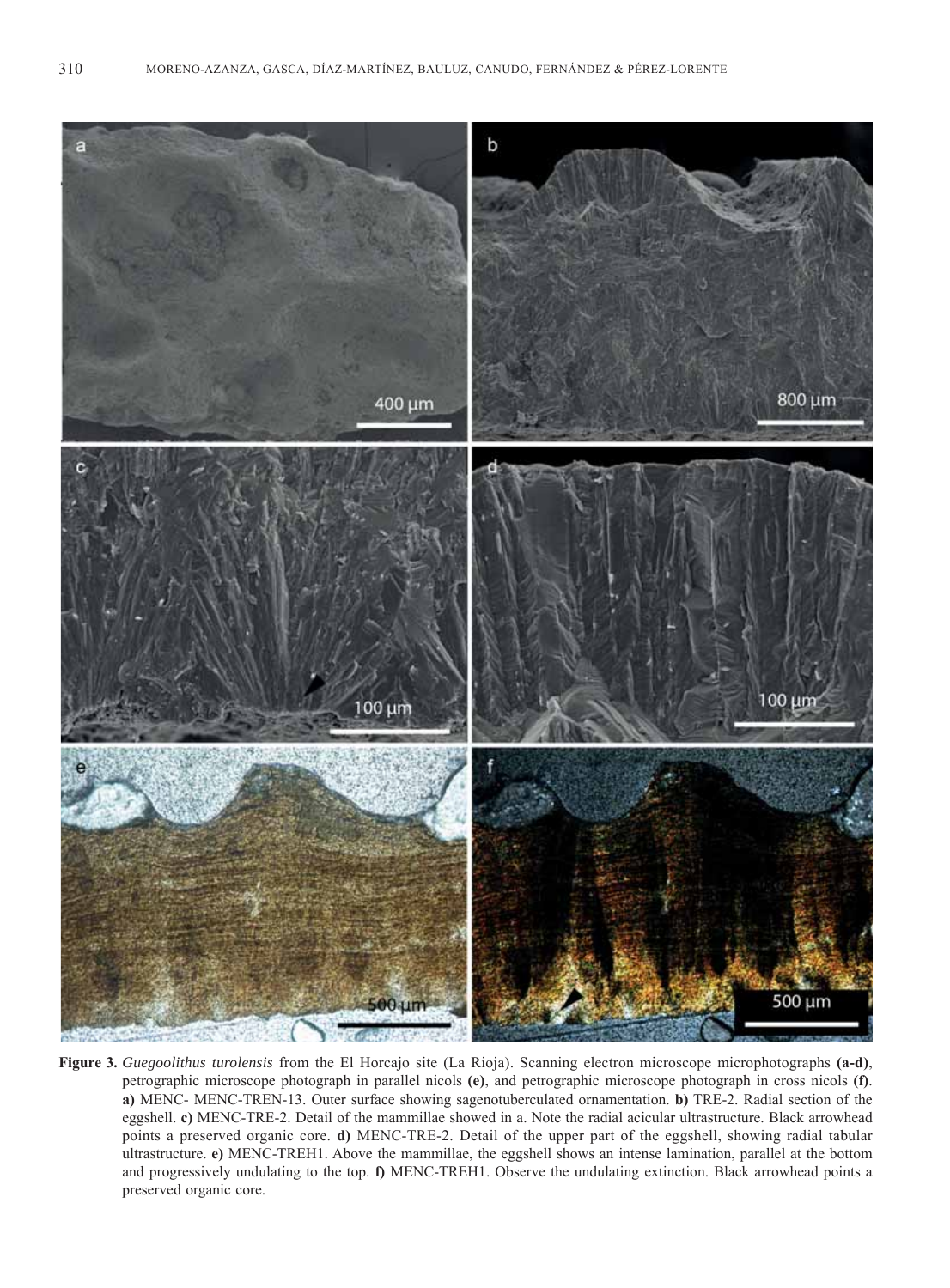**Figure 3.** *Guegoolithus turolensis* from the El Horcajo site (La Rioja). Scanning electron microscope microphotographs **(a-d)**, petrographic microscope photograph in parallel nicols **(e)**, and petrographic microscope photograph in cross nicols **(f)**. **a)** MENC- MENC-TREN-13. Outer surface showing sagenotuberculated ornamentation. **b)** TRE-2. Radial section of the eggshell. **c)** MENC-TRE-2. Detail of the mammillae showed in a. Note the radial acicular ultrastructure. Black arrowhead points a preserved organic core. **d)** MENC-TRE-2. Detail of the upper part of the eggshell, showing radial tabular ultrastructure. **e)** MENC-TREH1. Above the mammillae, the eggshell shows an intense lamination, parallel at the bottom and progressively undulating to the top. **f)** MENC-TREH1. Observe the undulating extinction. Black arrowhead points a preserved organic core.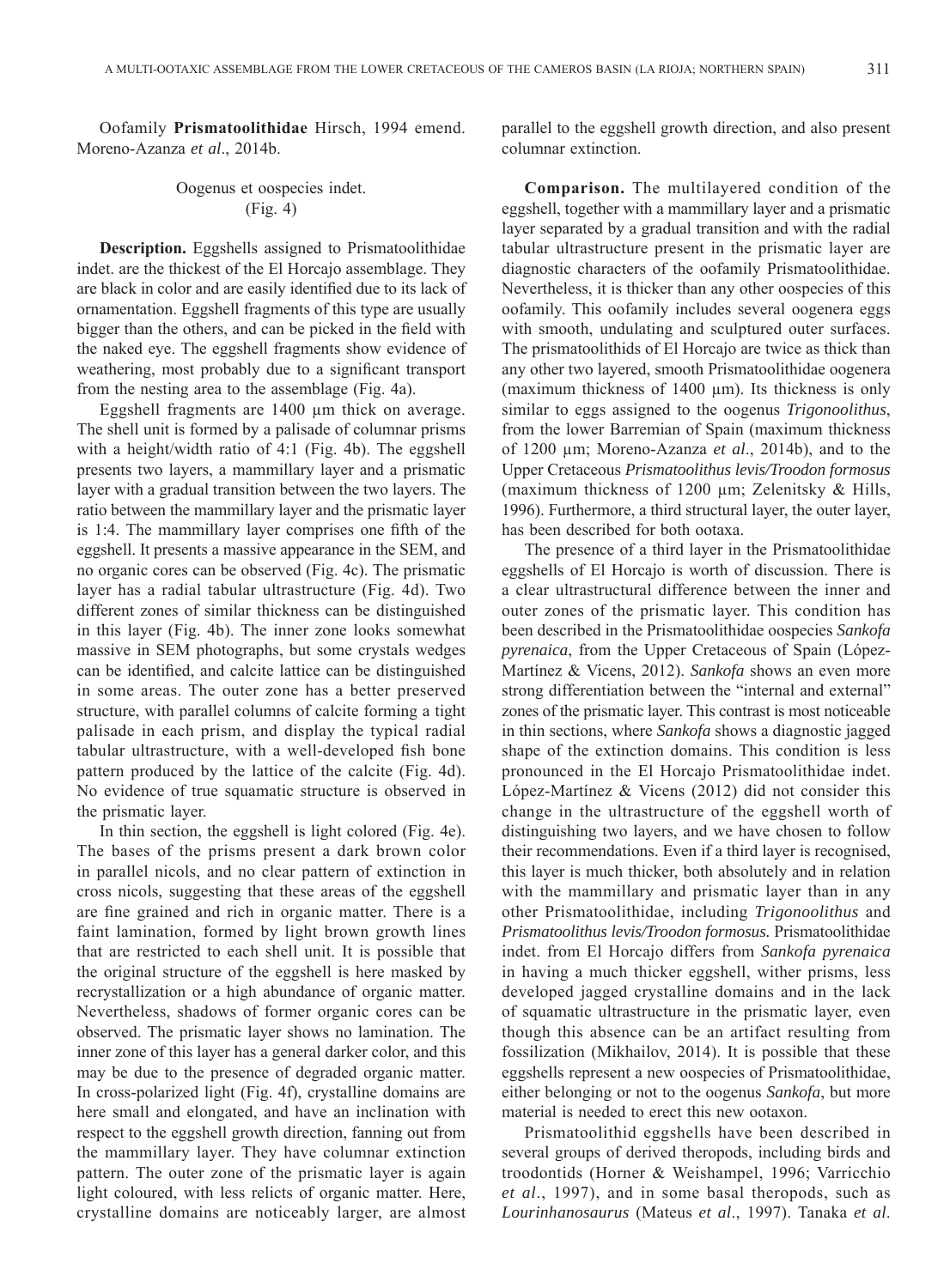Oofamily **Prismatoolithidae** Hirsch, 1994 emend. Moreno-Azanza *et al*., 2014b.

Oogenus et oospecies indet.
(Fig. 4)

**Description.** Eggshells assigned to Prismatoolithidae indet. are the thickest of the El Horcajo assemblage. They are black in color and are easily identified due to its lack of ornamentation. Eggshell fragments of this type are usually bigger than the others, and can be picked in the field with the naked eye. The eggshell fragments show evidence of weathering, most probably due to a significant transport from the nesting area to the assemblage (Fig. 4a).

Eggshell fragments are 1400 µm thick on average. The shell unit is formed by a palisade of columnar prisms with a height/width ratio of 4:1 (Fig. 4b). The eggshell presents two layers, a mammillary layer and a prismatic layer with a gradual transition between the two layers. The ratio between the mammillary layer and the prismatic layer is 1:4. The mammillary layer comprises one fifth of the eggshell. It presents a massive appearance in the SEM, and no organic cores can be observed (Fig. 4c). The prismatic layer has a radial tabular ultrastructure (Fig. 4d). Two different zones of similar thickness can be distinguished in this layer (Fig. 4b). The inner zone looks somewhat massive in SEM photographs, but some crystals wedges can be identified, and calcite lattice can be distinguished in some areas. The outer zone has a better preserved structure, with parallel columns of calcite forming a tight palisade in each prism, and display the typical radial tabular ultrastructure, with a well-developed fish bone pattern produced by the lattice of the calcite (Fig. 4d). No evidence of true squamatic structure is observed in the prismatic layer.

In thin section, the eggshell is light colored (Fig. 4e). The bases of the prisms present a dark brown color in parallel nicols, and no clear pattern of extinction in cross nicols, suggesting that these areas of the eggshell are fine grained and rich in organic matter. There is a faint lamination, formed by light brown growth lines that are restricted to each shell unit. It is possible that the original structure of the eggshell is here masked by recrystallization or a high abundance of organic matter. Nevertheless, shadows of former organic cores can be observed. The prismatic layer shows no lamination. The inner zone of this layer has a general darker color, and this may be due to the presence of degraded organic matter. In cross-polarized light (Fig. 4f), crystalline domains are here small and elongated, and have an inclination with respect to the eggshell growth direction, fanning out from the mammillary layer. They have columnar extinction pattern. The outer zone of the prismatic layer is again light coloured, with less relicts of organic matter. Here, crystalline domains are noticeably larger, are almost parallel to the eggshell growth direction, and also present columnar extinction.

**Comparison.** The multilayered condition of the eggshell, together with a mammillary layer and a prismatic layer separated by a gradual transition and with the radial tabular ultrastructure present in the prismatic layer are diagnostic characters of the oofamily Prismatoolithidae. Nevertheless, it is thicker than any other oospecies of this oofamily. This oofamily includes several oogenera eggs with smooth, undulating and sculptured outer surfaces. The prismatoolithids of El Horcajo are twice as thick than any other two layered, smooth Prismatoolithidae oogenera (maximum thickness of 1400 µm). Its thickness is only similar to eggs assigned to the oogenus *Trigonoolithus*, from the lower Barremian of Spain (maximum thickness of 1200 µm; Moreno-Azanza *et al*., 2014b), and to the Upper Cretaceous *Prismatoolithus levis/Troodon formosus* (maximum thickness of 1200 µm; Zelenitsky & Hills, 1996). Furthermore, a third structural layer, the outer layer, has been described for both ootaxa.

The presence of a third layer in the Prismatoolithidae eggshells of El Horcajo is worth of discussion. There is a clear ultrastructural difference between the inner and outer zones of the prismatic layer. This condition has been described in the Prismatoolithidae oospecies *Sankofa pyrenaica*, from the Upper Cretaceous of Spain (López-Martínez & Vicens, 2012). *Sankofa* shows an even more strong differentiation between the "internal and external" zones of the prismatic layer. This contrast is most noticeable in thin sections, where *Sankofa* shows a diagnostic jagged shape of the extinction domains. This condition is less pronounced in the El Horcajo Prismatoolithidae indet. López-Martínez & Vicens (2012) did not consider this change in the ultrastructure of the eggshell worth of distinguishing two layers, and we have chosen to follow their recommendations. Even if a third layer is recognised, this layer is much thicker, both absolutely and in relation with the mammillary and prismatic layer than in any other Prismatoolithidae, including *Trigonoolithus* and *Prismatoolithus levis/Troodon formosus.* Prismatoolithidae indet. from El Horcajo differs from *Sankofa pyrenaica* in having a much thicker eggshell, wither prisms, less developed jagged crystalline domains and in the lack of squamatic ultrastructure in the prismatic layer, even though this absence can be an artifact resulting from fossilization (Mikhailov, 2014). It is possible that these eggshells represent a new oospecies of Prismatoolithidae, either belonging or not to the oogenus *Sankofa*, but more material is needed to erect this new ootaxon.

Prismatoolithid eggshells have been described in several groups of derived theropods, including birds and troodontids (Horner & Weishampel, 1996; Varricchio *et al*., 1997), and in some basal theropods, such as *Lourinhanosaurus* (Mateus *et al*., 1997). Tanaka *et al*.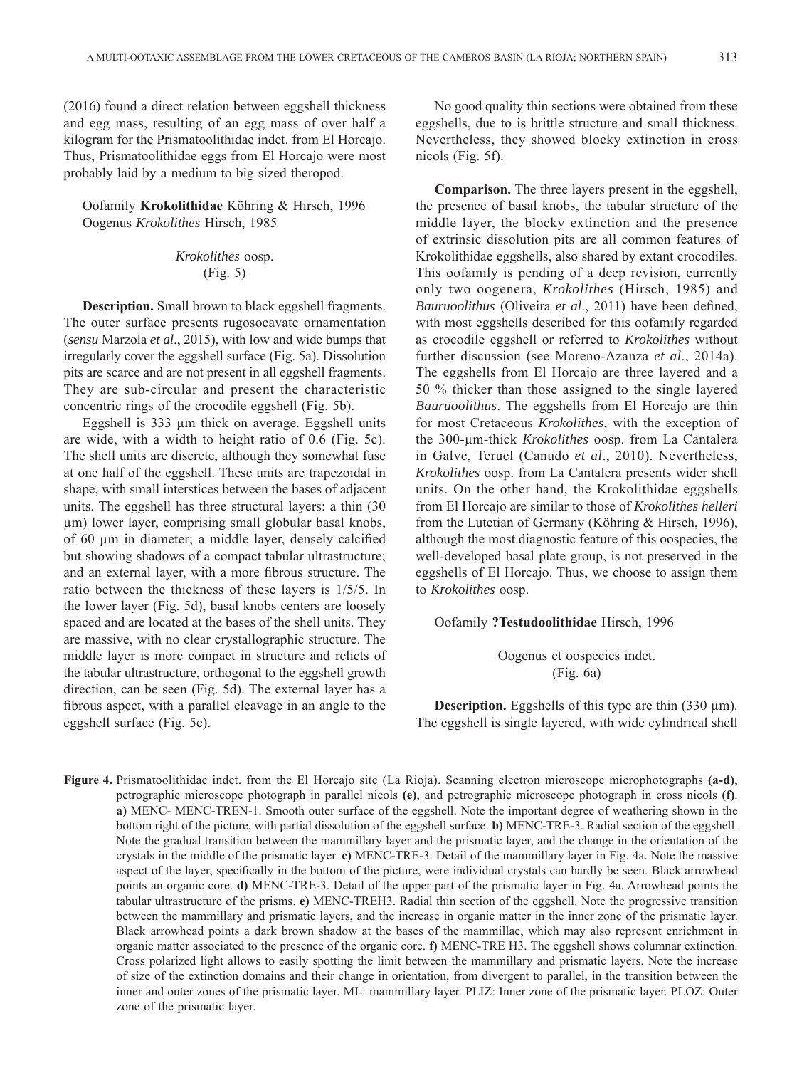(2016) found a direct relation between eggshell thickness and egg mass, resulting of an egg mass of over half a kilogram for the Prismatoolithidae indet. from El Horcajo. Thus, Prismatoolithidae eggs from El Horcajo were most probably laid by a medium to big sized theropod.

Oofamily **Krokolithidae** Köhring & Hirsch, 1996
Oogenus *Krokolithes* Hirsch, 1985

*Krokolithes* oosp.
(Fig. 5)

**Description.** Small brown to black eggshell fragments. The outer surface presents rugosocavate ornamentation (*sensu* Marzola *et al*., 2015), with low and wide bumps that irregularly cover the eggshell surface (Fig. 5a). Dissolution pits are scarce and are not present in all eggshell fragments. They are sub-circular and present the characteristic concentric rings of the crocodile eggshell (Fig. 5b).

Eggshell is 333 µm thick on average. Eggshell units are wide, with a width to height ratio of 0.6 (Fig. 5c). The shell units are discrete, although they somewhat fuse at one half of the eggshell. These units are trapezoidal in shape, with small interstices between the bases of adjacent units. The eggshell has three structural layers: a thin (30 µm) lower layer, comprising small globular basal knobs, of 60 µm in diameter; a middle layer, densely calcified but showing shadows of a compact tabular ultrastructure; and an external layer, with a more fibrous structure. The ratio between the thickness of these layers is 1/5/5. In the lower layer (Fig. 5d), basal knobs centers are loosely spaced and are located at the bases of the shell units. They are massive, with no clear crystallographic structure. The middle layer is more compact in structure and relicts of the tabular ultrastructure, orthogonal to the eggshell growth direction, can be seen (Fig. 5d). The external layer has a fibrous aspect, with a parallel cleavage in an angle to the eggshell surface (Fig. 5e).

No good quality thin sections were obtained from these eggshells, due to is brittle structure and small thickness. Nevertheless, they showed blocky extinction in cross nicols (Fig. 5f).

**Comparison.** The three layers present in the eggshell, the presence of basal knobs, the tabular structure of the middle layer, the blocky extinction and the presence of extrinsic dissolution pits are all common features of Krokolithidae eggshells, also shared by extant crocodiles. This oofamily is pending of a deep revision, currently only two oogenera, *Krokolithes* (Hirsch, 1985) and *Bauruoolithus* (Oliveira *et al*., 2011) have been defined, with most eggshells described for this oofamily regarded as crocodile eggshell or referred to *Krokolithes* without further discussion (see Moreno-Azanza *et al*., 2014a). The eggshells from El Horcajo are three layered and a 50 % thicker than those assigned to the single layered *Bauruoolithus*. The eggshells from El Horcajo are thin for most Cretaceous *Krokolithes*, with the exception of the 300-µm-thick *Krokolithes* oosp. from La Cantalera in Galve, Teruel (Canudo *et al*., 2010). Nevertheless, *Krokolithes* oosp. from La Cantalera presents wider shell units. On the other hand, the Krokolithidae eggshells from El Horcajo are similar to those of *Krokolithes helleri* from the Lutetian of Germany (Köhring & Hirsch, 1996), although the most diagnostic feature of this oospecies, the well-developed basal plate group, is not preserved in the eggshells of El Horcajo. Thus, we choose to assign them to *Krokolithes* oosp.

Oofamily **?Testudoolithidae** Hirsch, 1996

Oogenus et oospecies indet.
(Fig. 6a)

**Description.** Eggshells of this type are thin (330 µm). The eggshell is single layered, with wide cylindrical shell

**Figure 4.** Prismatoolithidae indet. from the El Horcajo site (La Rioja). Scanning electron microscope microphotographs **(a-d)**, petrographic microscope photograph in parallel nicols **(e)**, and petrographic microscope photograph in cross nicols **(f)**. **a)** MENC- MENC-TREN-1. Smooth outer surface of the eggshell. Note the important degree of weathering shown in the bottom right of the picture, with partial dissolution of the eggshell surface. **b)** MENC-TRE-3. Radial section of the eggshell. Note the gradual transition between the mammillary layer and the prismatic layer, and the change in the orientation of the crystals in the middle of the prismatic layer. **c)** MENC-TRE-3. Detail of the mammillary layer in Fig. 4a. Note the massive aspect of the layer, specifically in the bottom of the picture, were individual crystals can hardly be seen. Black arrowhead points an organic core. **d)** MENC-TRE-3. Detail of the upper part of the prismatic layer in Fig. 4a. Arrowhead points the tabular ultrastructure of the prisms. **e)** MENC-TREH3. Radial thin section of the eggshell. Note the progressive transition between the mammillary and prismatic layers, and the increase in organic matter in the inner zone of the prismatic layer. Black arrowhead points a dark brown shadow at the bases of the mammillae, which may also represent enrichment in organic matter associated to the presence of the organic core. **f)** MENC-TRE H3. The eggshell shows columnar extinction. Cross polarized light allows to easily spotting the limit between the mammillary and prismatic layers. Note the increase of size of the extinction domains and their change in orientation, from divergent to parallel, in the transition between the inner and outer zones of the prismatic layer. ML: mammillary layer. PLIZ: Inner zone of the prismatic layer. PLOZ: Outer zone of the prismatic layer.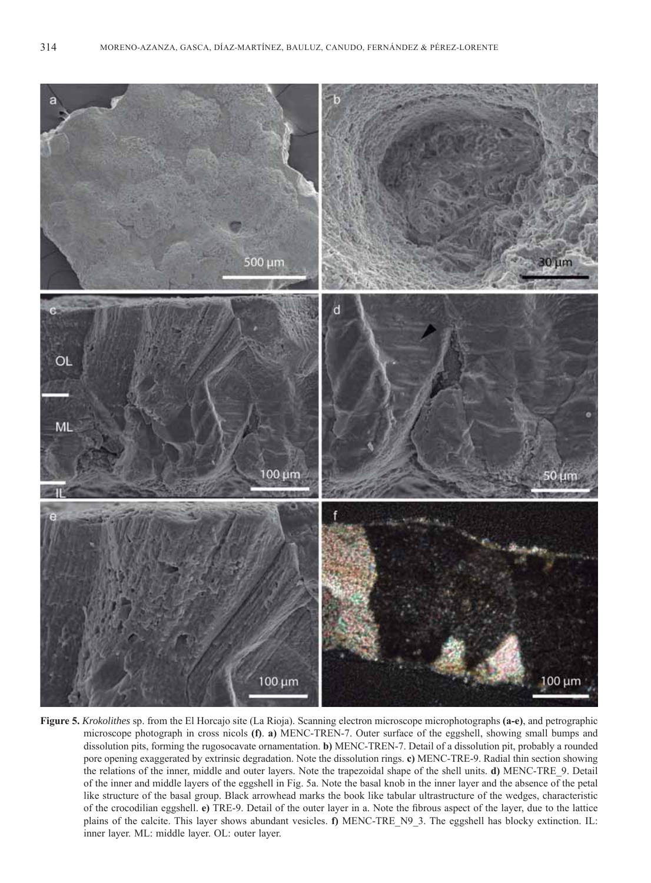**Figure 5.** *Krokolithes* sp. from the El Horcajo site (La Rioja). Scanning electron microscope microphotographs **(a-e)**, and petrographic microscope photograph in cross nicols **(f)**. **a)** MENC-TREN-7. Outer surface of the eggshell, showing small bumps and dissolution pits, forming the rugosocavate ornamentation. **b)** MENC-TREN-7. Detail of a dissolution pit, probably a rounded pore opening exaggerated by extrinsic degradation. Note the dissolution rings. **c)** MENC-TRE-9. Radial thin section showing the relations of the inner, middle and outer layers. Note the trapezoidal shape of the shell units. **d)** MENC-TRE_9. Detail of the inner and middle layers of the eggshell in Fig. 5a. Note the basal knob in the inner layer and the absence of the petal like structure of the basal group. Black arrowhead marks the book like tabular ultrastructure of the wedges, characteristic of the crocodilian eggshell. **e)** TRE-9. Detail of the outer layer in a. Note the fibrous aspect of the layer, due to the lattice plains of the calcite. This layer shows abundant vesicles. **f)** MENC-TRE_N9_3. The eggshell has blocky extinction. IL: inner layer. ML: middle layer. OL: outer layer.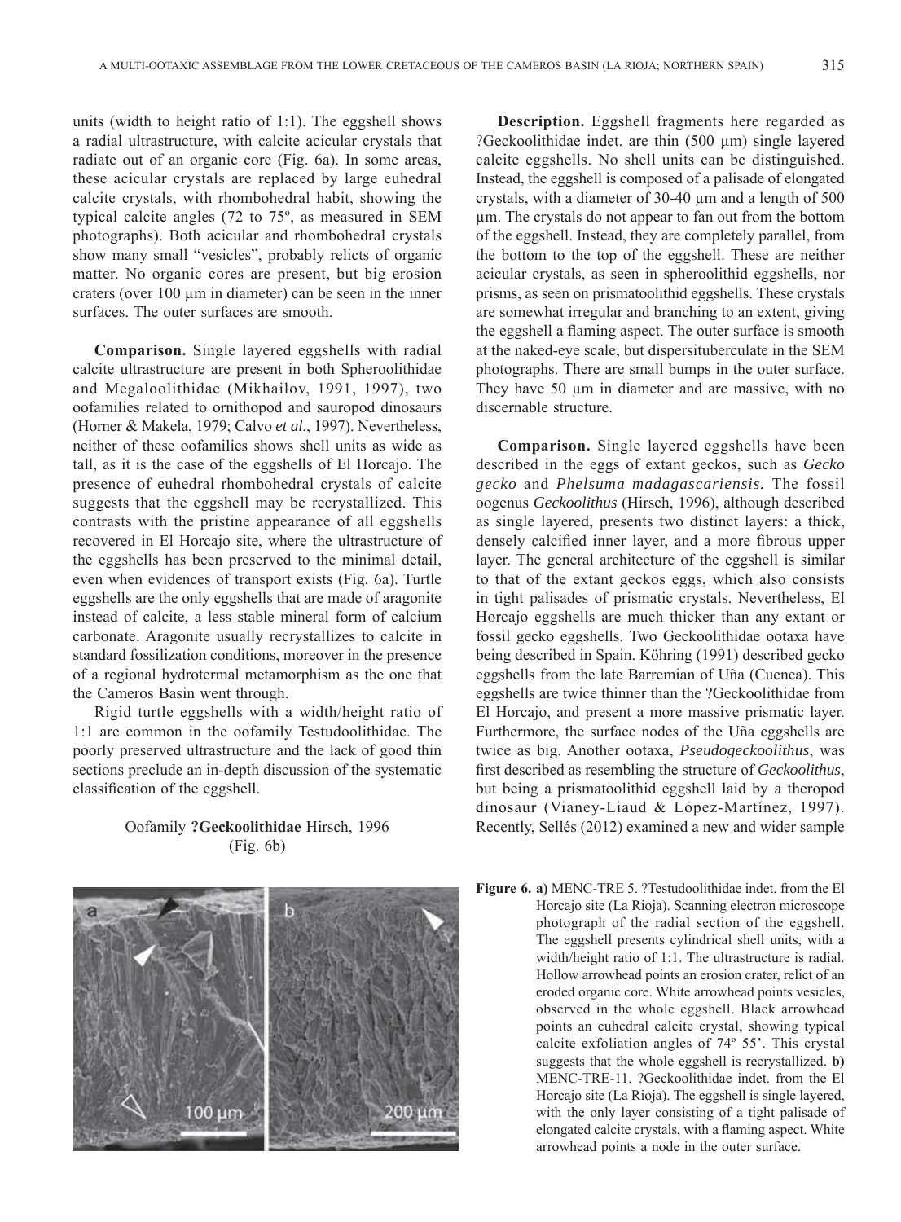units (width to height ratio of 1:1). The eggshell shows a radial ultrastructure, with calcite acicular crystals that radiate out of an organic core (Fig. 6a). In some areas, these acicular crystals are replaced by large euhedral calcite crystals, with rhombohedral habit, showing the typical calcite angles (72 to 75º, as measured in SEM photographs). Both acicular and rhombohedral crystals show many small "vesicles", probably relicts of organic matter. No organic cores are present, but big erosion craters (over 100 µm in diameter) can be seen in the inner surfaces. The outer surfaces are smooth.

**Comparison.** Single layered eggshells with radial calcite ultrastructure are present in both Spheroolithidae and Megaloolithidae (Mikhailov, 1991, 1997), two oofamilies related to ornithopod and sauropod dinosaurs (Horner & Makela, 1979; Calvo *et al*., 1997). Nevertheless, neither of these oofamilies shows shell units as wide as tall, as it is the case of the eggshells of El Horcajo. The presence of euhedral rhombohedral crystals of calcite suggests that the eggshell may be recrystallized. This contrasts with the pristine appearance of all eggshells recovered in El Horcajo site, where the ultrastructure of the eggshells has been preserved to the minimal detail, even when evidences of transport exists (Fig. 6a). Turtle eggshells are the only eggshells that are made of aragonite instead of calcite, a less stable mineral form of calcium carbonate. Aragonite usually recrystallizes to calcite in standard fossilization conditions, moreover in the presence of a regional hydrotermal metamorphism as the one that the Cameros Basin went through.

Rigid turtle eggshells with a width/height ratio of 1:1 are common in the oofamily Testudoolithidae. The poorly preserved ultrastructure and the lack of good thin sections preclude an in-depth discussion of the systematic classification of the eggshell.

Oofamily **?Geckoolithidae** Hirsch, 1996
(Fig. 6b)

**Description.** Eggshell fragments here regarded as ?Geckoolithidae indet. are thin (500 µm) single layered calcite eggshells. No shell units can be distinguished. Instead, the eggshell is composed of a palisade of elongated crystals, with a diameter of 30-40 µm and a length of 500 µm. The crystals do not appear to fan out from the bottom of the eggshell. Instead, they are completely parallel, from the bottom to the top of the eggshell. These are neither acicular crystals, as seen in spheroolithid eggshells, nor prisms, as seen on prismatoolithid eggshells. These crystals are somewhat irregular and branching to an extent, giving the eggshell a flaming aspect. The outer surface is smooth at the naked-eye scale, but dispersituberculate in the SEM photographs. There are small bumps in the outer surface. They have 50 µm in diameter and are massive, with no discernable structure.

**Comparison.** Single layered eggshells have been described in the eggs of extant geckos, such as *Gecko gecko* and *Phelsuma madagascariensis*. The fossil oogenus *Geckoolithus* (Hirsch, 1996), although described as single layered, presents two distinct layers: a thick, densely calcified inner layer, and a more fibrous upper layer. The general architecture of the eggshell is similar to that of the extant geckos eggs, which also consists in tight palisades of prismatic crystals. Nevertheless, El Horcajo eggshells are much thicker than any extant or fossil gecko eggshells. Two Geckoolithidae ootaxa have being described in Spain. Köhring (1991) described gecko eggshells from the late Barremian of Uña (Cuenca). This eggshells are twice thinner than the ?Geckoolithidae from El Horcajo, and present a more massive prismatic layer. Furthermore, the surface nodes of the Uña eggshells are twice as big. Another ootaxa, *Pseudogeckoolithus*, was first described as resembling the structure of *Geckoolithus*, but being a prismatoolithid eggshell laid by a theropod dinosaur (Vianey-Liaud & López-Martínez, 1997). Recently, Sellés (2012) examined a new and wider sample

**Figure 6. a)** MENC-TRE 5. ?Testudoolithidae indet. from the El Horcajo site (La Rioja). Scanning electron microscope photograph of the radial section of the eggshell. The eggshell presents cylindrical shell units, with a width/height ratio of 1:1. The ultrastructure is radial. Hollow arrowhead points an erosion crater, relict of an eroded organic core. White arrowhead points vesicles, observed in the whole eggshell. Black arrowhead points an euhedral calcite crystal, showing typical calcite exfoliation angles of 74º 55'. This crystal suggests that the whole eggshell is recrystallized. **b)** MENC-TRE-11. ?Geckoolithidae indet. from the El Horcajo site (La Rioja). The eggshell is single layered, with the only layer consisting of a tight palisade of elongated calcite crystals, with a flaming aspect. White arrowhead points a node in the outer surface.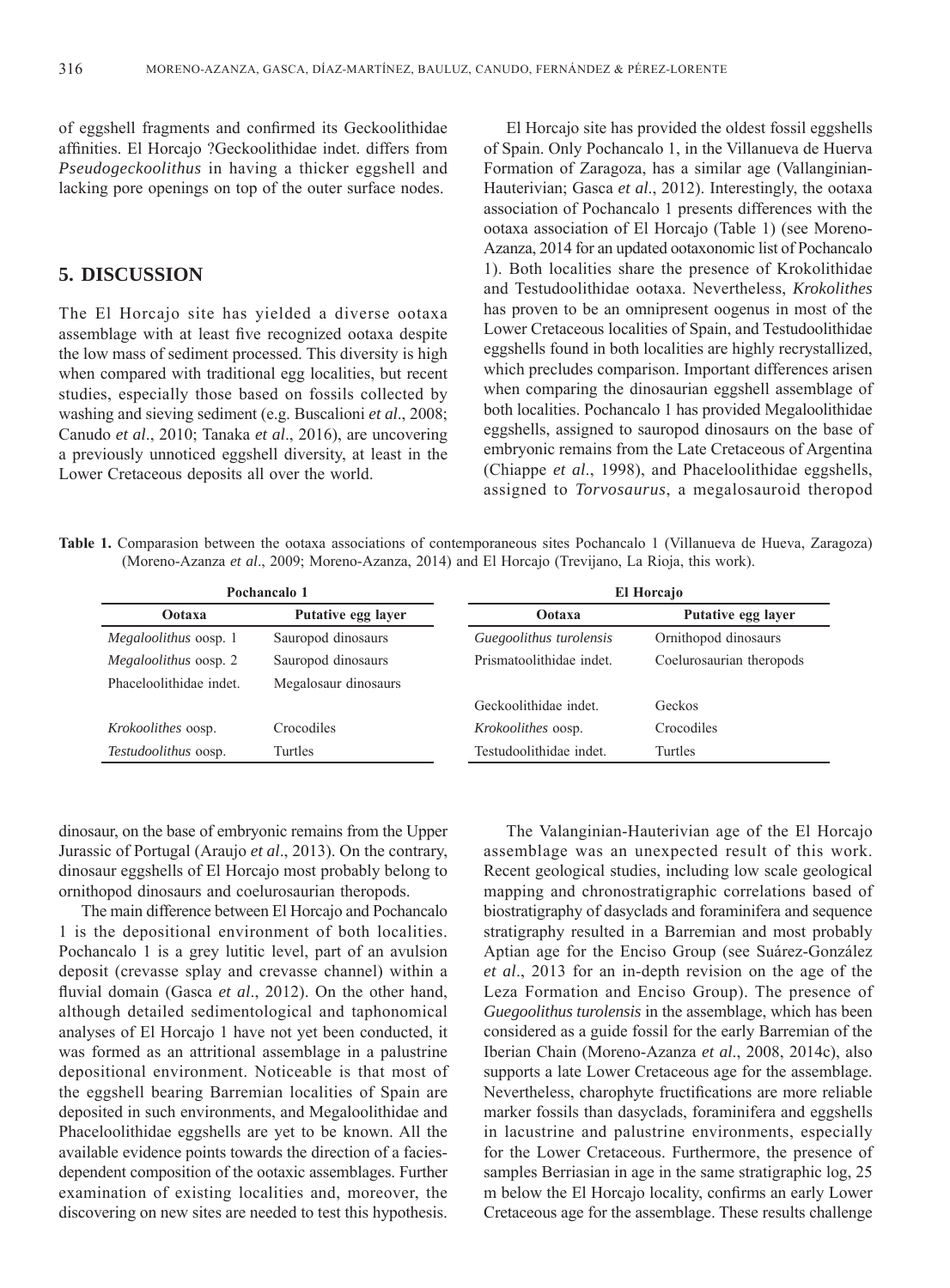of eggshell fragments and confirmed its Geckoolithidae affinities. El Horcajo ?Geckoolithidae indet. differs from *Pseudogeckoolithus* in having a thicker eggshell and lacking pore openings on top of the outer surface nodes.

## 5. DISCUSSION

The El Horcajo site has yielded a diverse ootaxa assemblage with at least five recognized ootaxa despite the low mass of sediment processed. This diversity is high when compared with traditional egg localities, but recent studies, especially those based on fossils collected by washing and sieving sediment (e.g. Buscalioni *et al*., 2008; Canudo *et al*., 2010; Tanaka *et al*., 2016), are uncovering a previously unnoticed eggshell diversity, at least in the Lower Cretaceous deposits all over the world.

El Horcajo site has provided the oldest fossil eggshells of Spain. Only Pochancalo 1, in the Villanueva de Huerva Formation of Zaragoza, has a similar age (Vallanginian-Hauterivian; Gasca *et al*., 2012). Interestingly, the ootaxa association of Pochancalo 1 presents differences with the ootaxa association of El Horcajo (Table 1) (see Moreno-Azanza, 2014 for an updated ootaxonomic list of Pochancalo 1). Both localities share the presence of Krokolithidae and Testudoolithidae ootaxa. Nevertheless, *Krokolithes* has proven to be an omnipresent oogenus in most of the Lower Cretaceous localities of Spain, and Testudoolithidae eggshells found in both localities are highly recrystallized, which precludes comparison. Important differences arisen when comparing the dinosaurian eggshell assemblage of both localities. Pochancalo 1 has provided Megaloolithidae eggshells, assigned to sauropod dinosaurs on the base of embryonic remains from the Late Cretaceous of Argentina (Chiappe *et al*., 1998), and Phaceloolithidae eggshells, assigned to *Torvosaurus*, a megalosauroid theropod dinosaur, on the base of embryonic remains from the Upper Jurassic of Portugal (Araujo *et al*., 2013). On the contrary, dinosaur eggshells of El Horcajo most probably belong to ornithopod dinosaurs and coelurosaurian theropods.

**Table 1.** Comparasion between the ootaxa associations of contemporaneous sites Pochancalo 1 (Villanueva de Hueva, Zaragoza) (Moreno-Azanza *et al*., 2009; Moreno-Azanza, 2014) and El Horcajo (Trevijano, La Rioja, this work).

| Pochancalo 1 | | El Horcajo | |
|---|---|---|---|
| **Ootaxa** | **Putative egg layer** | **Ootaxa** | **Putative egg layer** |
| *Megaloolithus* oosp. 1 | Sauropod dinosaurs | *Guegoolithus turolensis* | Ornithopod dinosaurs |
| *Megaloolithus* oosp. 2 | Sauropod dinosaurs | Prismatoolithidae indet. | Coelurosaurian theropods |
| Phaceloolithidae indet. | Megalosaur dinosaurs | | |
| | | Geckoolithidae indet. | Geckos |
| *Krokoolithes* oosp. | Crocodiles | *Krokoolithes* oosp. | Crocodiles |
| *Testudoolithus* oosp. | Turtles | Testudoolithidae indet. | Turtles |

The main difference between El Horcajo and Pochancalo 1 is the depositional environment of both localities. Pochancalo 1 is a grey lutitic level, part of an avulsion deposit (crevasse splay and crevasse channel) within a fluvial domain (Gasca *et al*., 2012). On the other hand, although detailed sedimentological and taphonomical analyses of El Horcajo 1 have not yet been conducted, it was formed as an attritional assemblage in a palustrine depositional environment. Noticeable is that most of the eggshell bearing Barremian localities of Spain are deposited in such environments, and Megaloolithidae and Phaceloolithidae eggshells are yet to be known. All the available evidence points towards the direction of a facies-dependent composition of the ootaxic assemblages. Further examination of existing localities and, moreover, the discovering on new sites are needed to test this hypothesis.

The Valanginian-Hauterivian age of the El Horcajo assemblage was an unexpected result of this work. Recent geological studies, including low scale geological mapping and chronostratigraphic correlations based of biostratigraphy of dasyclads and foraminifera and sequence stratigraphy resulted in a Barremian and most probably Aptian age for the Enciso Group (see Suárez-González *et al*., 2013 for an in-depth revision on the age of the Leza Formation and Enciso Group). The presence of *Guegoolithus turolensis* in the assemblage, which has been considered as a guide fossil for the early Barremian of the Iberian Chain (Moreno-Azanza *et al*., 2008, 2014c), also supports a late Lower Cretaceous age for the assemblage. Nevertheless, charophyte fructifications are more reliable marker fossils than dasyclads, foraminifera and eggshells in lacustrine and palustrine environments, especially for the Lower Cretaceous. Furthermore, the presence of samples Berriasian in age in the same stratigraphic log, 25 m below the El Horcajo locality, confirms an early Lower Cretaceous age for the assemblage. These results challenge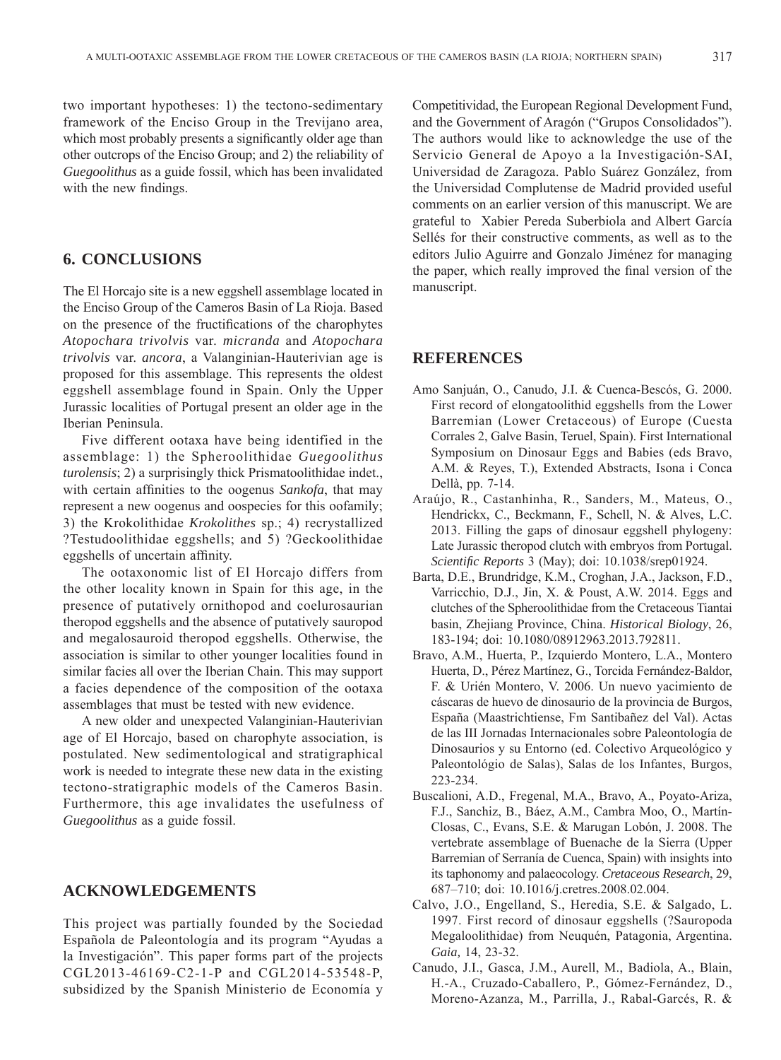two important hypotheses: 1) the tectono-sedimentary framework of the Enciso Group in the Trevijano area, which most probably presents a significantly older age than other outcrops of the Enciso Group; and 2) the reliability of *Guegoolithus* as a guide fossil, which has been invalidated with the new findings.

## 6. CONCLUSIONS

The El Horcajo site is a new eggshell assemblage located in the Enciso Group of the Cameros Basin of La Rioja. Based on the presence of the fructifications of the charophytes *Atopochara trivolvis* var. *micranda* and *Atopochara trivolvis* var. *ancora*, a Valanginian-Hauterivian age is proposed for this assemblage. This represents the oldest eggshell assemblage found in Spain. Only the Upper Jurassic localities of Portugal present an older age in the Iberian Peninsula.

Five different ootaxa have being identified in the assemblage: 1) the Spheroolithidae *Guegoolithus turolensis*; 2) a surprisingly thick Prismatoolithidae indet., with certain affinities to the oogenus *Sankofa*, that may represent a new oogenus and oospecies for this oofamily; 3) the Krokolithidae *Krokolithes* sp.; 4) recrystallized ?Testudoolithidae eggshells; and 5) ?Geckoolithidae eggshells of uncertain affinity.

The ootaxonomic list of El Horcajo differs from the other locality known in Spain for this age, in the presence of putatively ornithopod and coelurosaurian theropod eggshells and the absence of putatively sauropod and megalosauroid theropod eggshells. Otherwise, the association is similar to other younger localities found in similar facies all over the Iberian Chain. This may support a facies dependence of the composition of the ootaxa assemblages that must be tested with new evidence.

A new older and unexpected Valanginian-Hauterivian age of El Horcajo, based on charophyte association, is postulated. New sedimentological and stratigraphical work is needed to integrate these new data in the existing tectono-stratigraphic models of the Cameros Basin. Furthermore, this age invalidates the usefulness of *Guegoolithus* as a guide fossil.

## ACKNOWLEDGEMENTS

This project was partially founded by the Sociedad Española de Paleontología and its program "Ayudas a la Investigación". This paper forms part of the projects CGL2013-46169-C2-1-P and CGL2014-53548-P, subsidized by the Spanish Ministerio de Economía y Competitividad, the European Regional Development Fund, and the Government of Aragón ("Grupos Consolidados"). The authors would like to acknowledge the use of the Servicio General de Apoyo a la Investigación-SAI, Universidad de Zaragoza. Pablo Suárez González, from the Universidad Complutense de Madrid provided useful comments on an earlier version of this manuscript. We are grateful to Xabier Pereda Suberbiola and Albert García Sellés for their constructive comments, as well as to the editors Julio Aguirre and Gonzalo Jiménez for managing the paper, which really improved the final version of the manuscript.

## REFERENCES

Amo Sanjuán, O., Canudo, J.I. & Cuenca-Bescós, G. 2000. First record of elongatoolithid eggshells from the Lower Barremian (Lower Cretaceous) of Europe (Cuesta Corrales 2, Galve Basin, Teruel, Spain). First International Symposium on Dinosaur Eggs and Babies (eds Bravo, A.M. & Reyes, T.), Extended Abstracts, Isona i Conca Dellà, pp. 7-14.

Araújo, R., Castanhinha, R., Sanders, M., Mateus, O., Hendrickx, C., Beckmann, F., Schell, N. & Alves, L.C. 2013. Filling the gaps of dinosaur eggshell phylogeny: Late Jurassic theropod clutch with embryos from Portugal. *Scientific Reports* 3 (May); doi: 10.1038/srep01924.

Barta, D.E., Brundridge, K.M., Croghan, J.A., Jackson, F.D., Varricchio, D.J., Jin, X. & Poust, A.W. 2014. Eggs and clutches of the Spheroolithidae from the Cretaceous Tiantai basin, Zhejiang Province, China. *Historical Biology*, 26, 183-194; doi: 10.1080/08912963.2013.792811.

Bravo, A.M., Huerta, P., Izquierdo Montero, L.A., Montero Huerta, D., Pérez Martínez, G., Torcida Fernández-Baldor, F. & Urién Montero, V. 2006. Un nuevo yacimiento de cáscaras de huevo de dinosaurio de la provincia de Burgos, España (Maastrichtiense, Fm Santibañez del Val). Actas de las III Jornadas Internacionales sobre Paleontología de Dinosaurios y su Entorno (ed. Colectivo Arqueológico y Paleontológio de Salas), Salas de los Infantes, Burgos, 223-234.

Buscalioni, A.D., Fregenal, M.A., Bravo, A., Poyato-Ariza, F.J., Sanchiz, B., Báez, A.M., Cambra Moo, O., Martín-Closas, C., Evans, S.E. & Marugan Lobón, J. 2008. The vertebrate assemblage of Buenache de la Sierra (Upper Barremian of Serranía de Cuenca, Spain) with insights into its taphonomy and palaeocology. *Cretaceous Research*, 29, 687–710; doi: 10.1016/j.cretres.2008.02.004.

Calvo, J.O., Engelland, S., Heredia, S.E. & Salgado, L. 1997. First record of dinosaur eggshells (?Sauropoda Megaloolithidae) from Neuquén, Patagonia, Argentina. *Gaia,* 14, 23-32.

Canudo, J.I., Gasca, J.M., Aurell, M., Badiola, A., Blain, H.-A., Cruzado-Caballero, P., Gómez-Fernández, D., Moreno-Azanza, M., Parrilla, J., Rabal-Garcés, R. &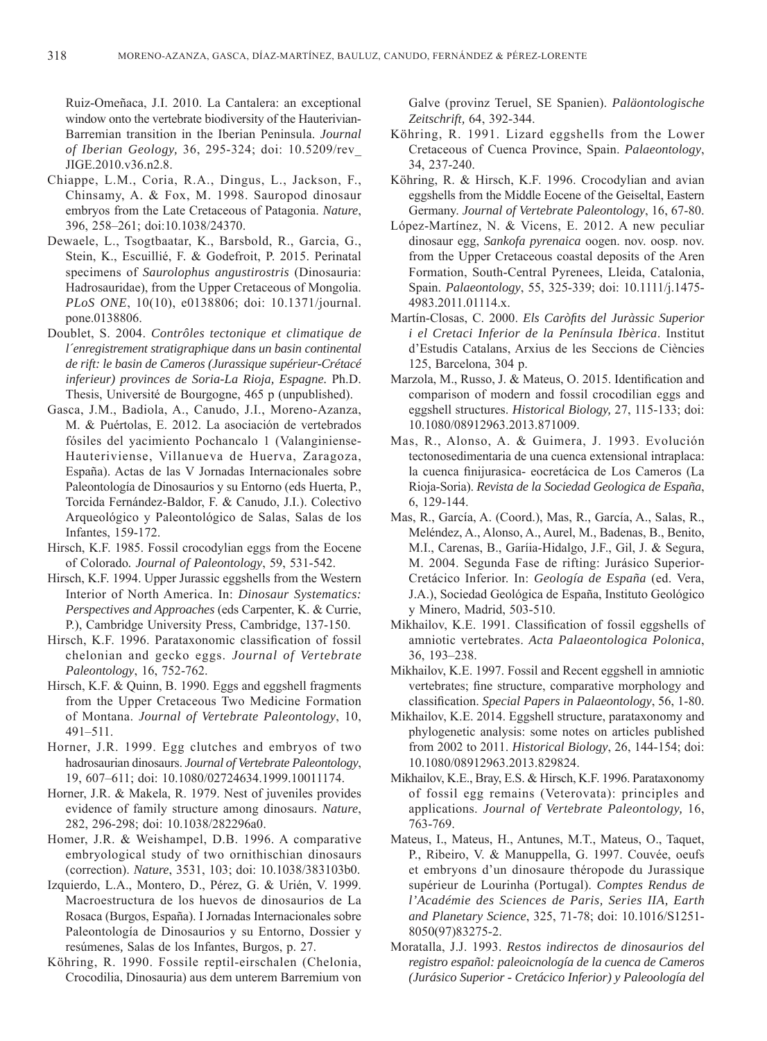Ruiz-Omeñaca, J.I. 2010. La Cantalera: an exceptional window onto the vertebrate biodiversity of the Hauterivian-Barremian transition in the Iberian Peninsula. *Journal of Iberian Geology,* 36, 295-324; doi: 10.5209/rev_JIGE.2010.v36.n2.8.

Chiappe, L.M., Coria, R.A., Dingus, L., Jackson, F., Chinsamy, A. & Fox, M. 1998. Sauropod dinosaur embryos from the Late Cretaceous of Patagonia. *Nature*, 396, 258–261; doi:10.1038/24370.

Dewaele, L., Tsogtbaatar, K., Barsbold, R., Garcia, G., Stein, K., Escuillié, F. & Godefroit, P. 2015. Perinatal specimens of *Saurolophus angustirostris* (Dinosauria: Hadrosauridae), from the Upper Cretaceous of Mongolia. *PLoS ONE*, 10(10), e0138806; doi: 10.1371/journal.pone.0138806.

Doublet, S. 2004. *Contrôles tectonique et climatique de l´enregistrement stratigraphique dans un basin continental de rift: le basin de Cameros (Jurassique supérieur-Crétacé inferieur) provinces de Soria-La Rioja, Espagne.* Ph.D. Thesis, Université de Bourgogne, 465 p (unpublished).

Gasca, J.M., Badiola, A., Canudo, J.I., Moreno-Azanza, M. & Puértolas, E. 2012. La asociación de vertebrados fósiles del yacimiento Pochancalo 1 (Valanginiense-Hauteriviense, Villanueva de Huerva, Zaragoza, España). Actas de las V Jornadas Internacionales sobre Paleontología de Dinosaurios y su Entorno (eds Huerta, P., Torcida Fernández-Baldor, F. & Canudo, J.I.). Colectivo Arqueológico y Paleontológico de Salas, Salas de los Infantes, 159-172.

Hirsch, K.F. 1985. Fossil crocodylian eggs from the Eocene of Colorado*. Journal of Paleontology*, 59, 531-542.

Hirsch, K.F. 1994. Upper Jurassic eggshells from the Western Interior of North America. In: *Dinosaur Systematics: Perspectives and Approaches* (eds Carpenter, K. & Currie, P.), Cambridge University Press, Cambridge, 137-150.

Hirsch, K.F. 1996. Parataxonomic classification of fossil chelonian and gecko eggs. *Journal of Vertebrate Paleontology*, 16, 752-762.

Hirsch, K.F. & Quinn, B. 1990. Eggs and eggshell fragments from the Upper Cretaceous Two Medicine Formation of Montana. *Journal of Vertebrate Paleontology*, 10, 491–511.

Horner, J.R. 1999. Egg clutches and embryos of two hadrosaurian dinosaurs. *Journal of Vertebrate Paleontology*, 19, 607–611; doi: 10.1080/02724634.1999.10011174.

Horner, J.R. & Makela, R. 1979. Nest of juveniles provides evidence of family structure among dinosaurs. *Nature*, 282, 296-298; doi: 10.1038/282296a0.

Homer, J.R. & Weishampel, D.B. 1996. A comparative embryological study of two ornithischian dinosaurs (correction). *Nature*, 3531, 103; doi: 10.1038/383103b0.

Izquierdo, L.A., Montero, D., Pérez, G. & Urién, V. 1999. Macroestructura de los huevos de dinosaurios de La Rosaca (Burgos, España). I Jornadas Internacionales sobre Paleontología de Dinosaurios y su Entorno, Dossier y resúmenes*,* Salas de los Infantes, Burgos, p. 27.

Köhring, R. 1990. Fossile reptil-eirschalen (Chelonia, Crocodilia, Dinosauria) aus dem unterem Barremium von Galve (provinz Teruel, SE Spanien). *Paläontologische Zeitschrift,* 64, 392-344.

Köhring, R. 1991. Lizard eggshells from the Lower Cretaceous of Cuenca Province, Spain. *Palaeontology*, 34, 237-240.

Köhring, R. & Hirsch, K.F. 1996. Crocodylian and avian eggshells from the Middle Eocene of the Geiseltal, Eastern Germany. *Journal of Vertebrate Paleontology*, 16, 67-80.

López-Martínez, N. & Vicens, E. 2012. A new peculiar dinosaur egg, *Sankofa pyrenaica* oogen. nov. oosp. nov. from the Upper Cretaceous coastal deposits of the Aren Formation, South-Central Pyrenees, Lleida, Catalonia, Spain. *Palaeontology*, 55, 325-339; doi: 10.1111/j.1475-4983.2011.01114.x.

Martín-Closas, C. 2000. *Els Caròfits del Juràssic Superior i el Cretaci Inferior de la Península Ibèrica*. Institut d'Estudis Catalans, Arxius de les Seccions de Ciències 125, Barcelona, 304 p.

Marzola, M., Russo, J. & Mateus, O. 2015. Identification and comparison of modern and fossil crocodilian eggs and eggshell structures. *Historical Biology,* 27, 115-133; doi: 10.1080/08912963.2013.871009.

Mas, R., Alonso, A. & Guimera, J. 1993. Evolución tectonosedimentaria de una cuenca extensional intraplaca: la cuenca finijurasica- eocretácica de Los Cameros (La Rioja-Soria). *Revista de la Sociedad Geologica de España*, 6, 129-144.

Mas, R., García, A. (Coord.), Mas, R., García, A., Salas, R., Meléndez, A., Alonso, A., Aurel, M., Badenas, B., Benito, M.I., Carenas, B., Garíia-Hidalgo, J.F., Gil, J. & Segura, M. 2004. Segunda Fase de rifting: Jurásico Superior-Cretácico Inferior. In: *Geología de España* (ed. Vera, J.A.), Sociedad Geológica de España, Instituto Geológico y Minero, Madrid, 503-510.

Mikhailov, K.E. 1991. Classification of fossil eggshells of amniotic vertebrates. *Acta Palaeontologica Polonica*, 36, 193–238.

Mikhailov, K.E. 1997. Fossil and Recent eggshell in amniotic vertebrates; fine structure, comparative morphology and classification. *Special Papers in Palaeontology*, 56, 1-80.

Mikhailov, K.E. 2014. Eggshell structure, parataxonomy and phylogenetic analysis: some notes on articles published from 2002 to 2011. *Historical Biology*, 26, 144-154; doi: 10.1080/08912963.2013.829824.

Mikhailov, K.E., Bray, E.S. & Hirsch, K.F. 1996. Parataxonomy of fossil egg remains (Veterovata): principles and applications. *Journal of Vertebrate Paleontology,* 16, 763-769.

Mateus, I., Mateus, H., Antunes, M.T., Mateus, O., Taquet, P., Ribeiro, V. & Manuppella, G. 1997. Couvée, oeufs et embryons d'un dinosaure théropode du Jurassique supérieur de Lourinha (Portugal). *Comptes Rendus de l'Académie des Sciences de Paris, Series IIA, Earth and Planetary Science*, 325, 71-78; doi: 10.1016/S1251-8050(97)83275-2.

Moratalla, J.J. 1993. *Restos indirectos de dinosaurios del registro español: paleoicnología de la cuenca de Cameros (Jurásico Superior - Cretácico Inferior) y Paleoología del*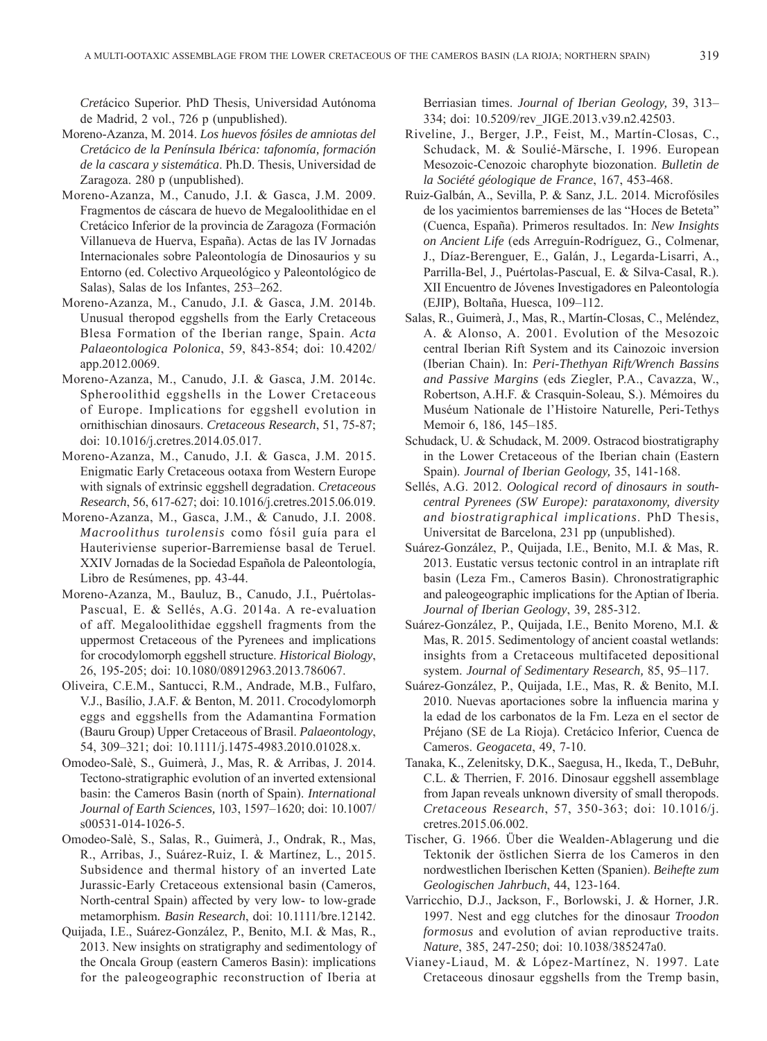*Cretácico Superior*. PhD Thesis, Universidad Autónoma de Madrid, 2 vol., 726 p (unpublished).

Moreno-Azanza, M. 2014. *Los huevos fósiles de amniotas del Cretácico de la Península Ibérica: tafonomía, formación de la cascara y sistemática*. Ph.D. Thesis, Universidad de Zaragoza. 280 p (unpublished).

Moreno-Azanza, M., Canudo, J.I. & Gasca, J.M. 2009. Fragmentos de cáscara de huevo de Megaloolithidae en el Cretácico Inferior de la provincia de Zaragoza (Formación Villanueva de Huerva, España). Actas de las IV Jornadas Internacionales sobre Paleontología de Dinosaurios y su Entorno (ed. Colectivo Arqueológico y Paleontológico de Salas), Salas de los Infantes, 253–262.

Moreno-Azanza, M., Canudo, J.I. & Gasca, J.M. 2014b. Unusual theropod eggshells from the Early Cretaceous Blesa Formation of the Iberian range, Spain. *Acta Palaeontologica Polonica*, 59, 843-854; doi: 10.4202/app.2012.0069.

Moreno-Azanza, M., Canudo, J.I. & Gasca, J.M. 2014c. Spheroolithid eggshells in the Lower Cretaceous of Europe. Implications for eggshell evolution in ornithischian dinosaurs. *Cretaceous Research*, 51, 75-87; doi: 10.1016/j.cretres.2014.05.017.

Moreno-Azanza, M., Canudo, J.I. & Gasca, J.M. 2015. Enigmatic Early Cretaceous ootaxa from Western Europe with signals of extrinsic eggshell degradation. *Cretaceous Research*, 56, 617-627; doi: 10.1016/j.cretres.2015.06.019.

Moreno-Azanza, M., Gasca, J.M., & Canudo, J.I. 2008. *Macroolithus turolensis* como fósil guía para el Hauteriviense superior-Barremiense basal de Teruel. XXIV Jornadas de la Sociedad Española de Paleontología, Libro de Resúmenes, pp. 43-44.

Moreno-Azanza, M., Bauluz, B., Canudo, J.I., Puértolas-Pascual, E. & Sellés, A.G. 2014a. A re-evaluation of aff. Megaloolithidae eggshell fragments from the uppermost Cretaceous of the Pyrenees and implications for crocodylomorph eggshell structure. *Historical Biology*, 26, 195-205; doi: 10.1080/08912963.2013.786067.

Oliveira, C.E.M., Santucci, R.M., Andrade, M.B., Fulfaro, V.J., Basílio, J.A.F. & Benton, M. 2011. Crocodylomorph eggs and eggshells from the Adamantina Formation (Bauru Group) Upper Cretaceous of Brasil. *Palaeontology*, 54, 309–321; doi: 10.1111/j.1475-4983.2010.01028.x.

Omodeo-Salè, S., Guimerà, J., Mas, R. & Arribas, J. 2014. Tectono-stratigraphic evolution of an inverted extensional basin: the Cameros Basin (north of Spain). *International Journal of Earth Sciences*, 103, 1597–1620; doi: 10.1007/s00531-014-1026-5.

Omodeo-Salè, S., Salas, R., Guimerà, J., Ondrak, R., Mas, R., Arribas, J., Suárez-Ruiz, I. & Martínez, L., 2015. Subsidence and thermal history of an inverted Late Jurassic-Early Cretaceous extensional basin (Cameros, North-central Spain) affected by very low- to low-grade metamorphism. *Basin Research*, doi: 10.1111/bre.12142.

Quijada, I.E., Suárez-González, P., Benito, M.I. & Mas, R., 2013. New insights on stratigraphy and sedimentology of the Oncala Group (eastern Cameros Basin): implications for the paleogeographic reconstruction of Iberia at Berriasian times. *Journal of Iberian Geology*, 39, 313–334; doi: 10.5209/rev_JIGE.2013.v39.n2.42503.

Riveline, J., Berger, J.P., Feist, M., Martín-Closas, C., Schudack, M. & Soulié-Märsche, I. 1996. European Mesozoic-Cenozoic charophyte biozonation. *Bulletin de la Société géologique de France*, 167, 453-468.

Ruiz-Galbán, A., Sevilla, P. & Sanz, J.L. 2014. Microfósiles de los yacimientos barremienses de las "Hoces de Beteta" (Cuenca, España). Primeros resultados. In: *New Insights on Ancient Life* (eds Arreguín-Rodríguez, G., Colmenar, J., Díaz-Berenguer, E., Galán, J., Legarda-Lisarri, A., Parrilla-Bel, J., Puértolas-Pascual, E. & Silva-Casal, R.). XII Encuentro de Jóvenes Investigadores en Paleontología (EJIP), Boltaña, Huesca, 109–112.

Salas, R., Guimerà, J., Mas, R., Martín-Closas, C., Meléndez, A. & Alonso, A. 2001. Evolution of the Mesozoic central Iberian Rift System and its Cainozoic inversion (Iberian Chain). In: *Peri-Thethyan Rift/Wrench Bassins and Passive Margins* (eds Ziegler, P.A., Cavazza, W., Robertson, A.H.F. & Crasquin-Soleau, S.). Mémoires du Muséum Nationale de l'Histoire Naturelle, Peri-Tethys Memoir 6, 186, 145–185.

Schudack, U. & Schudack, M. 2009. Ostracod biostratigraphy in the Lower Cretaceous of the Iberian chain (Eastern Spain). *Journal of Iberian Geology,* 35, 141-168.

Sellés, A.G. 2012. *Oological record of dinosaurs in south-central Pyrenees (SW Europe): parataxonomy, diversity and biostratigraphical implications*. PhD Thesis, Universitat de Barcelona, 231 pp (unpublished).

Suárez-González, P., Quijada, I.E., Benito, M.I. & Mas, R. 2013. Eustatic versus tectonic control in an intraplate rift basin (Leza Fm., Cameros Basin). Chronostratigraphic and paleogeographic implications for the Aptian of Iberia. *Journal of Iberian Geology*, 39, 285-312.

Suárez-González, P., Quijada, I.E., Benito Moreno, M.I. & Mas, R. 2015. Sedimentology of ancient coastal wetlands: insights from a Cretaceous multifaceted depositional system. *Journal of Sedimentary Research,* 85, 95–117.

Suárez-González, P., Quijada, I.E., Mas, R. & Benito, M.I. 2010. Nuevas aportaciones sobre la influencia marina y la edad de los carbonatos de la Fm. Leza en el sector de Préjano (SE de La Rioja). Cretácico Inferior, Cuenca de Cameros. *Geogaceta*, 49, 7-10.

Tanaka, K., Zelenitsky, D.K., Saegusa, H., Ikeda, T., DeBuhr, C.L. & Therrien, F. 2016. Dinosaur eggshell assemblage from Japan reveals unknown diversity of small theropods. *Cretaceous Research*, 57, 350-363; doi: 10.1016/j.cretres.2015.06.002.

Tischer, G. 1966. Über die Wealden-Ablagerung und die Tektonik der östlichen Sierra de los Cameros in den nordwestlichen Iberischen Ketten (Spanien). *Beihefte zum Geologischen Jahrbuch*, 44, 123-164.

Varricchio, D.J., Jackson, F., Borlowski, J. & Horner, J.R. 1997. Nest and egg clutches for the dinosaur *Troodon formosus* and evolution of avian reproductive traits. *Nature*, 385, 247-250; doi: 10.1038/385247a0.

Vianey-Liaud, M. & López-Martínez, N. 1997. Late Cretaceous dinosaur eggshells from the Tremp basin,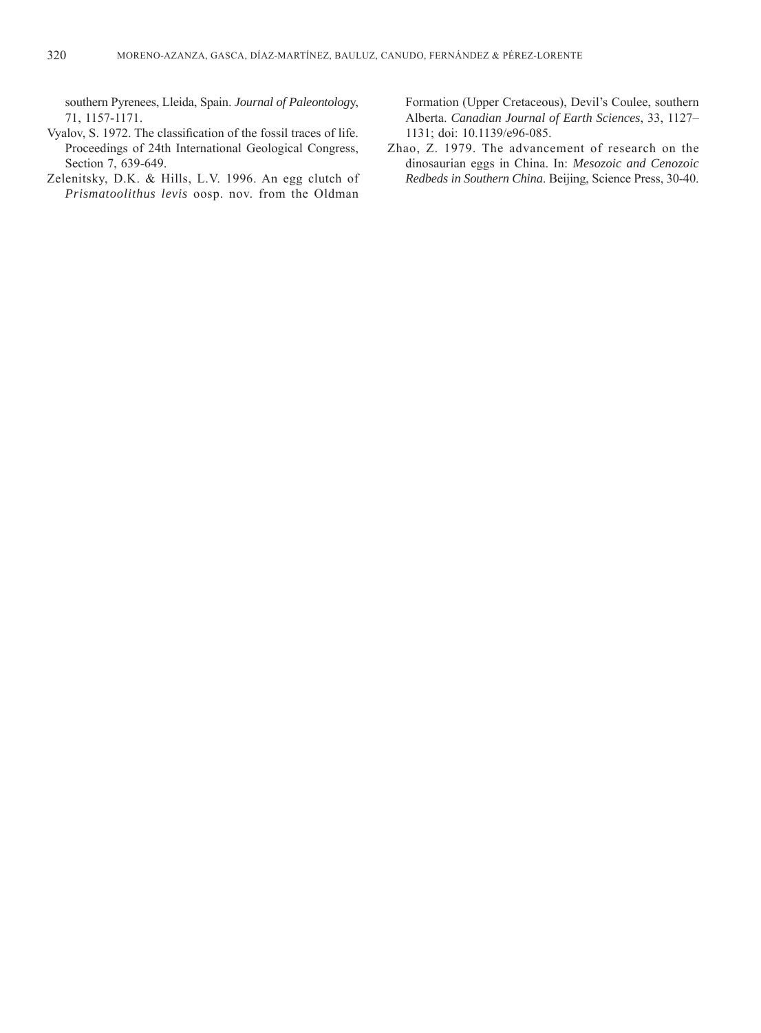southern Pyrenees, Lleida, Spain. *Journal of Paleontology*, 71, 1157-1171.

Vyalov, S. 1972. The classification of the fossil traces of life. Proceedings of 24th International Geological Congress, Section 7, 639-649.

Zelenitsky, D.K. & Hills, L.V. 1996. An egg clutch of *Prismatoolithus levis* oosp. nov. from the Oldman Formation (Upper Cretaceous), Devil's Coulee, southern Alberta. *Canadian Journal of Earth Sciences*, 33, 1127–1131; doi: 10.1139/e96-085.

Zhao, Z. 1979. The advancement of research on the dinosaurian eggs in China. In: *Mesozoic and Cenozoic Redbeds in Southern China*. Beijing, Science Press, 30-40.